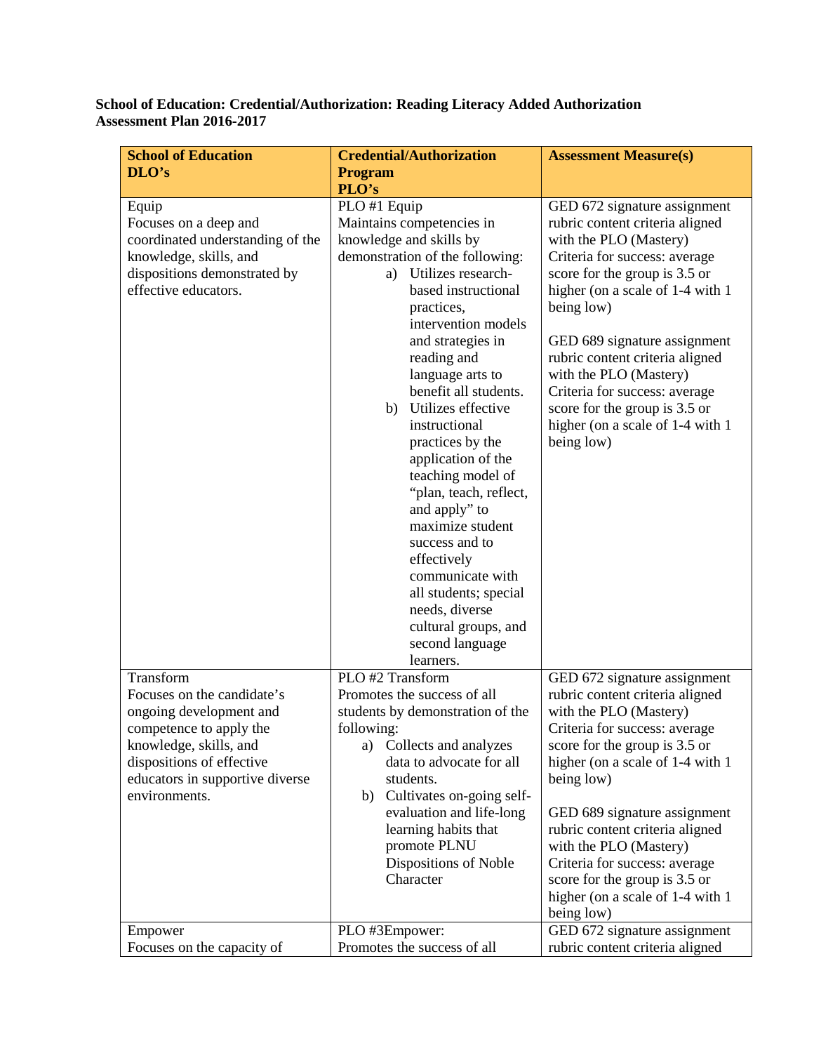**School of Education: Credential/Authorization: Reading Literacy Added Authorization Assessment Plan 2016-2017**

| School of Education DLO's | Credential/Authorization Program PLO's | Assessment Measure(s) |
|---|---|---|
| Equip<br>Focuses on a deep and coordinated understanding of the knowledge, skills, and dispositions demonstrated by effective educators. | PLO #1 Equip<br>Maintains competencies in knowledge and skills by demonstration of the following:<br>a) Utilizes research-based instructional practices, intervention models and strategies in reading and language arts to benefit all students.<br>b) Utilizes effective instructional practices by the application of the teaching model of "plan, teach, reflect, and apply" to maximize student success and to effectively communicate with all students; special needs, diverse cultural groups, and second language learners. | GED 672 signature assignment rubric content criteria aligned with the PLO (Mastery)<br>Criteria for success: average score for the group is 3.5 or higher (on a scale of 1-4 with 1 being low)<br><br>GED 689 signature assignment rubric content criteria aligned with the PLO (Mastery)<br>Criteria for success: average score for the group is 3.5 or higher (on a scale of 1-4 with 1 being low) |
| Transform<br>Focuses on the candidate's ongoing development and competence to apply the knowledge, skills, and dispositions of effective educators in supportive diverse environments. | PLO #2 Transform<br>Promotes the success of all students by demonstration of the following:<br>a) Collects and analyzes data to advocate for all students.<br>b) Cultivates on-going self-evaluation and life-long learning habits that promote PLNU Dispositions of Noble Character | GED 672 signature assignment rubric content criteria aligned with the PLO (Mastery)<br>Criteria for success: average score for the group is 3.5 or higher (on a scale of 1-4 with 1 being low)<br><br>GED 689 signature assignment rubric content criteria aligned with the PLO (Mastery)<br>Criteria for success: average score for the group is 3.5 or higher (on a scale of 1-4 with 1 being low) |
| Empower<br>Focuses on the capacity of | PLO #3Empower:<br>Promotes the success of all | GED 672 signature assignment rubric content criteria aligned |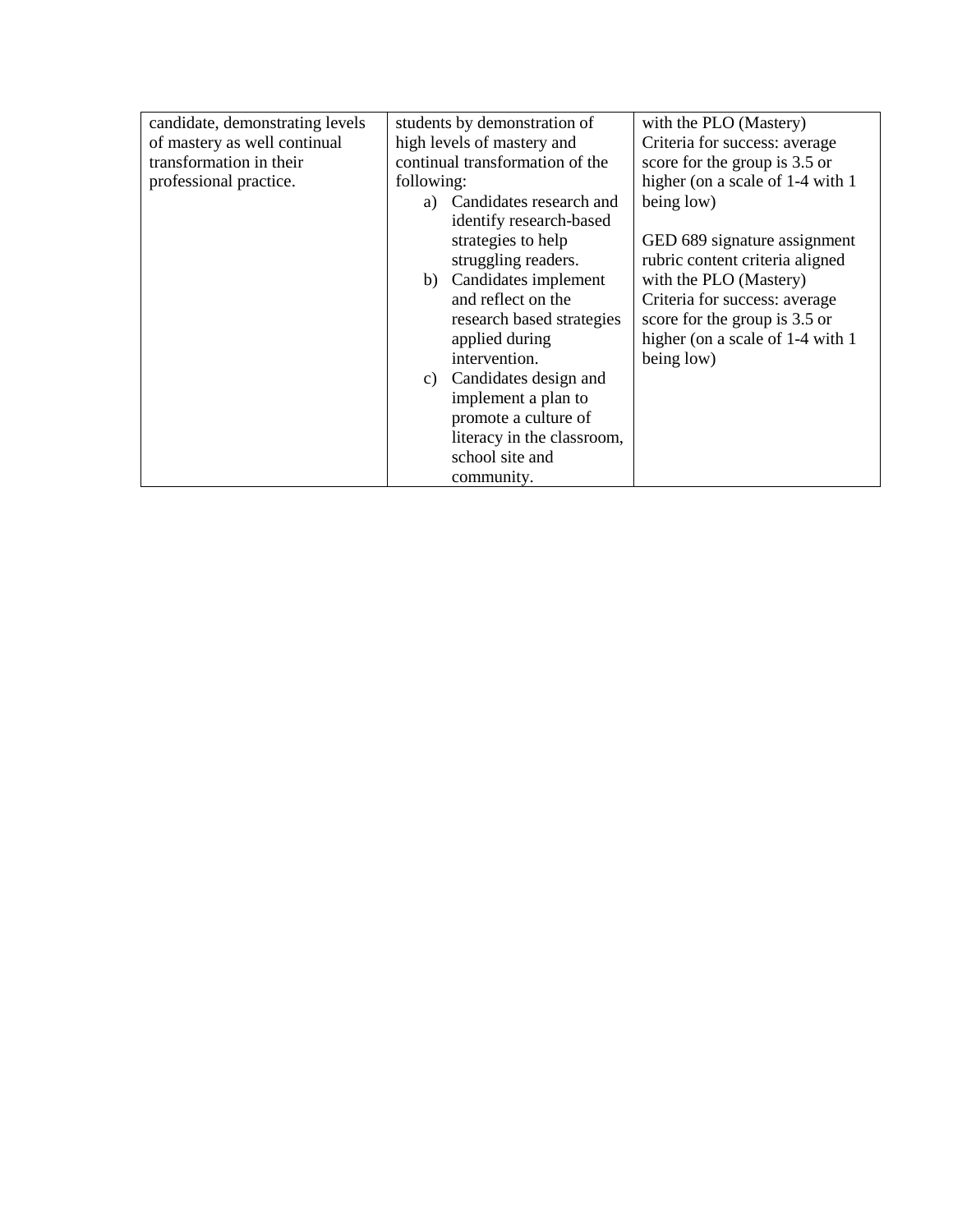| | | |
|---|---|---|
| candidate, demonstrating levels of mastery as well continual transformation in their professional practice. | students by demonstration of high levels of mastery and continual transformation of the following:<br>a) Candidates research and identify research-based strategies to help struggling readers.<br>b) Candidates implement and reflect on the research based strategies applied during intervention.<br>c) Candidates design and implement a plan to promote a culture of literacy in the classroom, school site and community. | with the PLO (Mastery)<br>Criteria for success: average score for the group is 3.5 or higher (on a scale of 1-4 with 1 being low)<br><br>GED 689 signature assignment rubric content criteria aligned with the PLO (Mastery)<br>Criteria for success: average score for the group is 3.5 or higher (on a scale of 1-4 with 1 being low) |